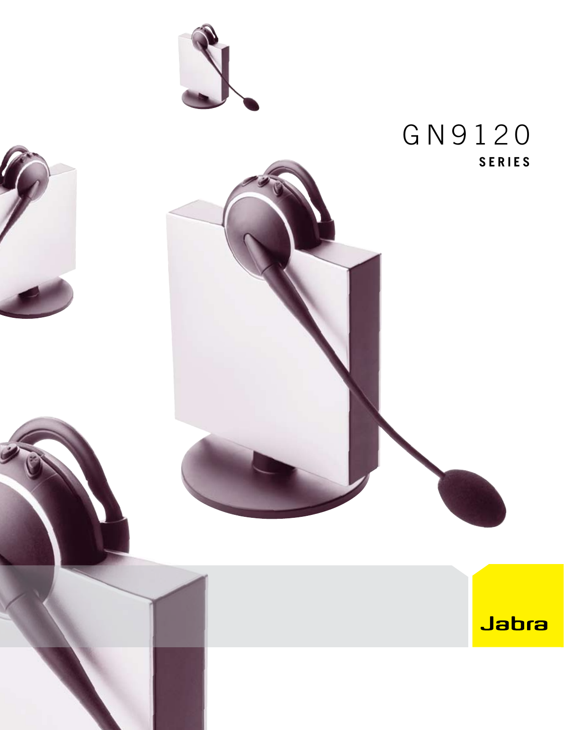# GN9120

## SERIES

Jabra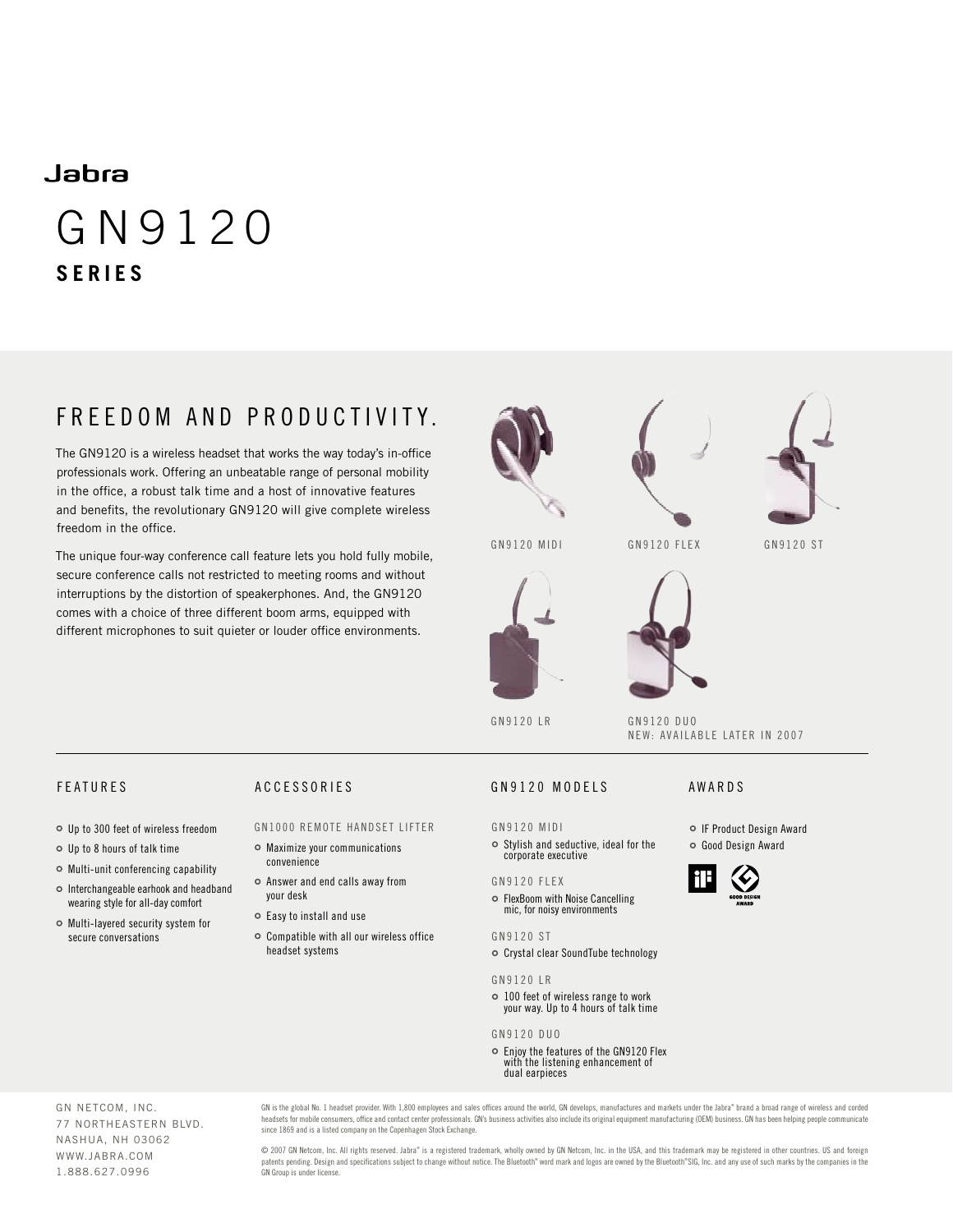Jabra

# GN9120

**SERIES**

## FREEDOM AND PRODUCTIVITY.

The GN9120 is a wireless headset that works the way today's in-office professionals work. Offering an unbeatable range of personal mobility in the office, a robust talk time and a host of innovative features and benefits, the revolutionary GN9120 will give complete wireless freedom in the office.

The unique four-way conference call feature lets you hold fully mobile, secure conference calls not restricted to meeting rooms and without interruptions by the distortion of speakerphones. And, the GN9120 comes with a choice of three different boom arms, equipped with different microphones to suit quieter or louder office environments.

GN9120 MIDI

GN9120 FLEX

GN9120 ST

GN9120 LR

GN9120 DUO
NEW: AVAILABLE LATER IN 2007

### FEATURES

- Up to 300 feet of wireless freedom
- Up to 8 hours of talk time
- Multi-unit conferencing capability
- Interchangeable earhook and headband wearing style for all-day comfort
- Multi-layered security system for secure conversations

### ACCESSORIES

GN1000 REMOTE HANDSET LIFTER

- Maximize your communications convenience
- Answer and end calls away from your desk
- Easy to install and use
- Compatible with all our wireless office headset systems

### GN9120 MODELS

GN9120 MIDI

- Stylish and seductive, ideal for the corporate executive

GN9120 FLEX

- FlexBoom with Noise Cancelling mic, for noisy environments

GN9120 ST

- Crystal clear SoundTube technology

GN9120 LR

- 100 feet of wireless range to work your way. Up to 4 hours of talk time

GN9120 DUO

- Enjoy the features of the GN9120 Flex with the listening enhancement of dual earpieces

### AWARDS

- IF Product Design Award
- Good Design Award

GN NETCOM, INC.
77 NORTHEASTERN BLVD.
NASHUA, NH 03062
WWW.JABRA.COM
1.888.627.0996

GN is the global No. 1 headset provider. With 1,800 employees and sales offices around the world, GN develops, manufactures and markets under the Jabra® brand a broad range of wireless and corded headsets for mobile consumers, office and contact center professionals. GN's business activities also include its original equipment manufacturing (OEM) business. GN has been helping people communicate since 1869 and is a listed company on the Copenhagen Stock Exchange.

© 2007 GN Netcom, Inc. All rights reserved. Jabra® is a registered trademark, wholly owned by GN Netcom, Inc. in the USA, and this trademark may be registered in other countries. US and foreign patents pending. Design and specifications subject to change without notice. The Bluetooth® word mark and logos are owned by the Bluetooth®SIG, Inc. and any use of such marks by the companies in the GN Group is under license.